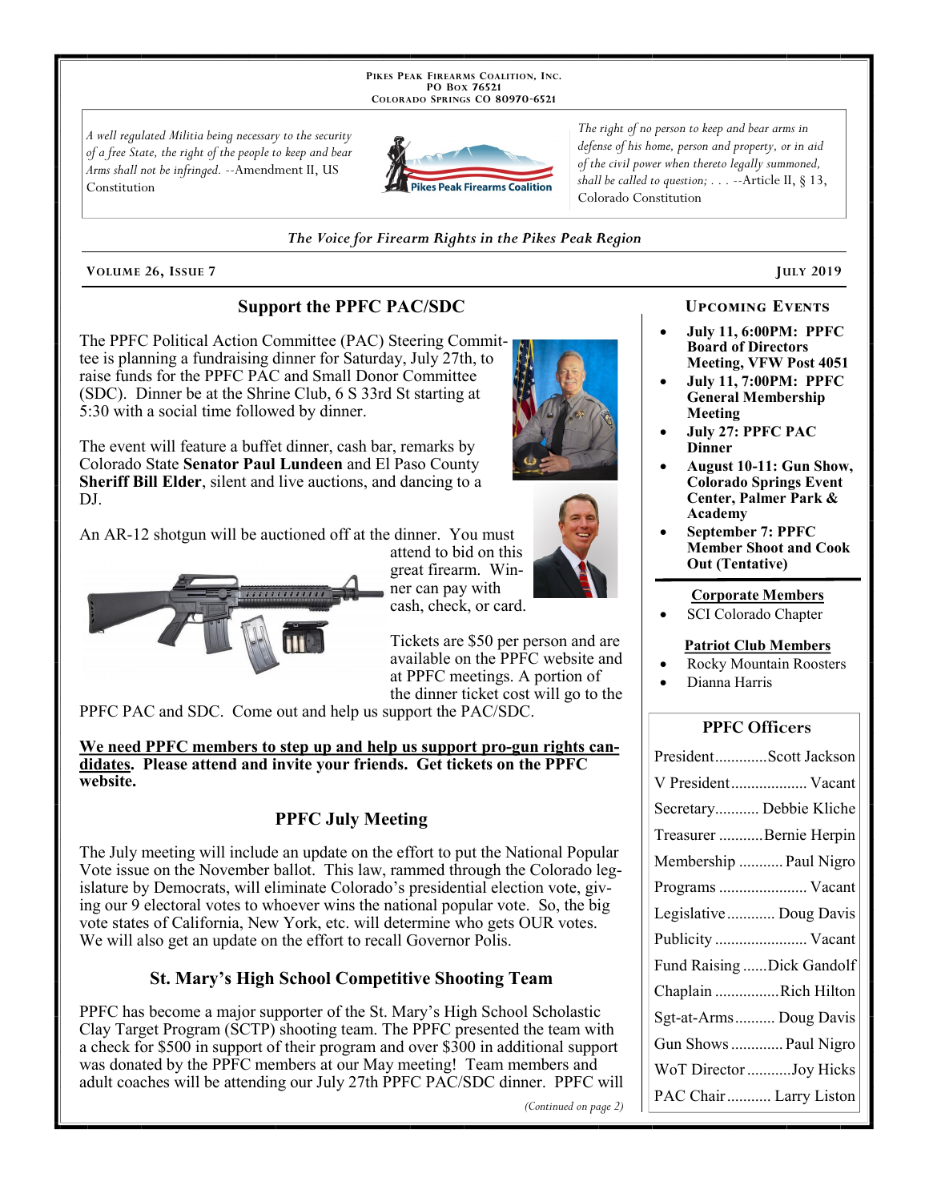**Pikes Peak Firearms Coalition, Inc.**
**PO Box 76521**
**Colorado Springs CO 80970-6521**

*A well regulated Militia being necessary to the security of a free State, the right of the people to keep and bear Arms shall not be infringed.* --Amendment II, US Constitution

Pikes Peak Firearms Coalition

*The right of no person to keep and bear arms in defense of his home, person and property, or in aid of the civil power when thereto legally summoned, shall be called to question; . . .* --Article II, § 13, Colorado Constitution

*The Voice for Firearm Rights in the Pikes Peak Region*

**Volume 26, Issue 7** — **July 2019**

## Support the PPFC PAC/SDC

The PPFC Political Action Committee (PAC) Steering Committee is planning a fundraising dinner for Saturday, July 27th, to raise funds for the PPFC PAC and Small Donor Committee (SDC). Dinner be at the Shrine Club, 6 S 33rd St starting at 5:30 with a social time followed by dinner.

The event will feature a buffet dinner, cash bar, remarks by Colorado State **Senator Paul Lundeen** and El Paso County **Sheriff Bill Elder**, silent and live auctions, and dancing to a DJ.

An AR-12 shotgun will be auctioned off at the dinner. You must attend to bid on this great firearm. Winner can pay with cash, check, or card.

Tickets are $50 per person and are available on the PPFC website and at PPFC meetings. A portion of the dinner ticket cost will go to the PPFC PAC and SDC. Come out and help us support the PAC/SDC.

**<u>We need PPFC members to step up and help us support pro-gun rights candidates</u>. Please attend and invite your friends. Get tickets on the PPFC website.**

## PPFC July Meeting

The July meeting will include an update on the effort to put the National Popular Vote issue on the November ballot. This law, rammed through the Colorado legislature by Democrats, will eliminate Colorado's presidential election vote, giving our 9 electoral votes to whoever wins the national popular vote. So, the big vote states of California, New York, etc. will determine who gets OUR votes. We will also get an update on the effort to recall Governor Polis.

## St. Mary's High School Competitive Shooting Team

PPFC has become a major supporter of the St. Mary's High School Scholastic Clay Target Program (SCTP) shooting team. The PPFC presented the team with a check for $500 in support of their program and over $300 in additional support was donated by the PPFC members at our May meeting! Team members and adult coaches will be attending our July 27th PPFC PAC/SDC dinner. PPFC will

*(Continued on page 2)*

### Upcoming Events

- **July 11, 6:00PM: PPFC Board of Directors Meeting, VFW Post 4051**
- **July 11, 7:00PM: PPFC General Membership Meeting**
- **July 27: PPFC PAC Dinner**
- **August 10-11: Gun Show, Colorado Springs Event Center, Palmer Park & Academy**
- **September 7: PPFC Member Shoot and Cook Out (Tentative)**

**<u>Corporate Members</u>**

- SCI Colorado Chapter

**<u>Patriot Club Members</u>**

- Rocky Mountain Roosters
- Dianna Harris

### PPFC Officers

| Office | Name |
|---|---|
| President | Scott Jackson |
| V President | Vacant |
| Secretary | Debbie Kliche |
| Treasurer | Bernie Herpin |
| Membership | Paul Nigro |
| Programs | Vacant |
| Legislative | Doug Davis |
| Publicity | Vacant |
| Fund Raising | Dick Gandolf |
| Chaplain | Rich Hilton |
| Sgt-at-Arms | Doug Davis |
| Gun Shows | Paul Nigro |
| WoT Director | Joy Hicks |
| PAC Chair | Larry Liston |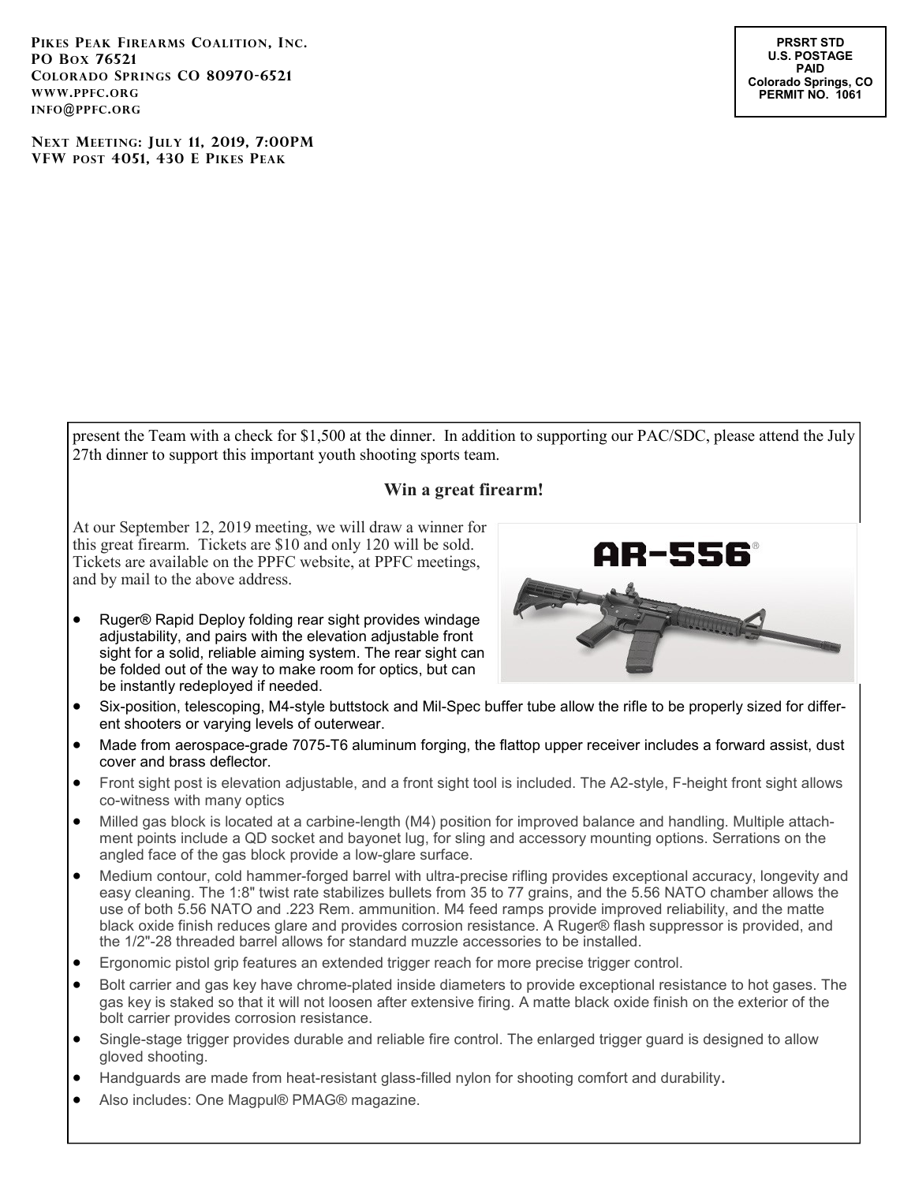Pikes Peak Firearms Coalition, Inc.
PO Box 76521
Colorado Springs CO 80970-6521
www.ppfc.org
info@ppfc.org

PRSRT STD
U.S. POSTAGE
PAID
Colorado Springs, CO
PERMIT NO. 1061

**Next Meeting: July 11, 2019, 7:00PM**
**VFW post 4051, 430 E Pikes Peak**

present the Team with a check for $1,500 at the dinner. In addition to supporting our PAC/SDC, please attend the July 27th dinner to support this important youth shooting sports team.

### Win a great firearm!

At our September 12, 2019 meeting, we will draw a winner for this great firearm. Tickets are $10 and only 120 will be sold. Tickets are available on the PPFC website, at PPFC meetings, and by mail to the above address.

AR-556®

- Ruger® Rapid Deploy folding rear sight provides windage adjustability, and pairs with the elevation adjustable front sight for a solid, reliable aiming system. The rear sight can be folded out of the way to make room for optics, but can be instantly redeployed if needed.
- Six-position, telescoping, M4-style buttstock and Mil-Spec buffer tube allow the rifle to be properly sized for different shooters or varying levels of outerwear.
- Made from aerospace-grade 7075-T6 aluminum forging, the flattop upper receiver includes a forward assist, dust cover and brass deflector.
- Front sight post is elevation adjustable, and a front sight tool is included. The A2-style, F-height front sight allows co-witness with many optics
- Milled gas block is located at a carbine-length (M4) position for improved balance and handling. Multiple attachment points include a QD socket and bayonet lug, for sling and accessory mounting options. Serrations on the angled face of the gas block provide a low-glare surface.
- Medium contour, cold hammer-forged barrel with ultra-precise rifling provides exceptional accuracy, longevity and easy cleaning. The 1:8" twist rate stabilizes bullets from 35 to 77 grains, and the 5.56 NATO chamber allows the use of both 5.56 NATO and .223 Rem. ammunition. M4 feed ramps provide improved reliability, and the matte black oxide finish reduces glare and provides corrosion resistance. A Ruger® flash suppressor is provided, and the 1/2"-28 threaded barrel allows for standard muzzle accessories to be installed.
- Ergonomic pistol grip features an extended trigger reach for more precise trigger control.
- Bolt carrier and gas key have chrome-plated inside diameters to provide exceptional resistance to hot gases. The gas key is staked so that it will not loosen after extensive firing. A matte black oxide finish on the exterior of the bolt carrier provides corrosion resistance.
- Single-stage trigger provides durable and reliable fire control. The enlarged trigger guard is designed to allow gloved shooting.
- Handguards are made from heat-resistant glass-filled nylon for shooting comfort and durability.
- Also includes: One Magpul® PMAG® magazine.